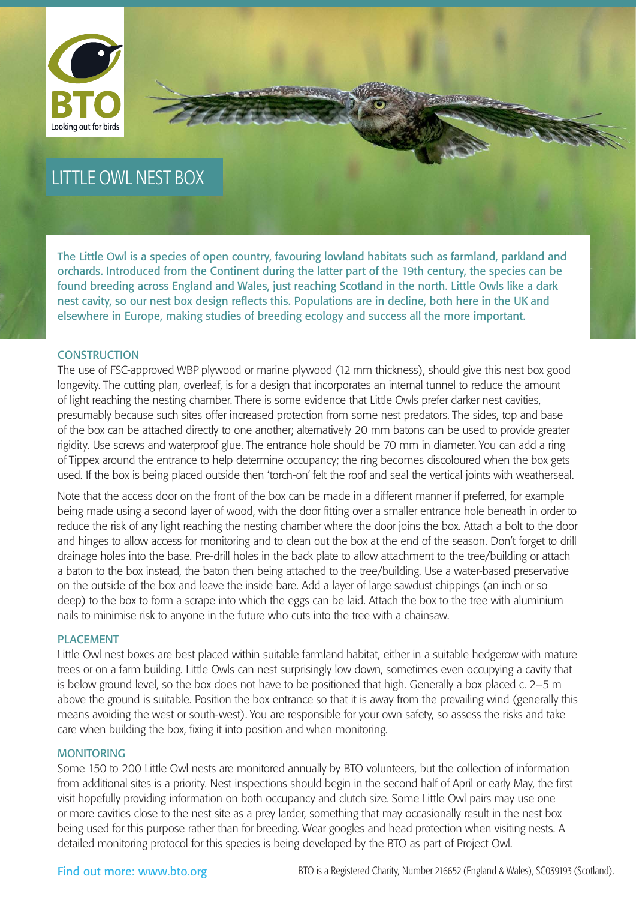BTO

Looking out for birds

# LITTLE OWL NEST BOX

The Little Owl is a species of open country, favouring lowland habitats such as farmland, parkland and orchards. Introduced from the Continent during the latter part of the 19th century, the species can be found breeding across England and Wales, just reaching Scotland in the north. Little Owls like a dark nest cavity, so our nest box design reflects this. Populations are in decline, both here in the UK and elsewhere in Europe, making studies of breeding ecology and success all the more important.

## CONSTRUCTION

The use of FSC-approved WBP plywood or marine plywood (12 mm thickness), should give this nest box good longevity. The cutting plan, overleaf, is for a design that incorporates an internal tunnel to reduce the amount of light reaching the nesting chamber. There is some evidence that Little Owls prefer darker nest cavities, presumably because such sites offer increased protection from some nest predators. The sides, top and base of the box can be attached directly to one another; alternatively 20 mm batons can be used to provide greater rigidity. Use screws and waterproof glue. The entrance hole should be 70 mm in diameter. You can add a ring of Tippex around the entrance to help determine occupancy; the ring becomes discoloured when the box gets used. If the box is being placed outside then 'torch-on' felt the roof and seal the vertical joints with weatherseal.

Note that the access door on the front of the box can be made in a different manner if preferred, for example being made using a second layer of wood, with the door fitting over a smaller entrance hole beneath in order to reduce the risk of any light reaching the nesting chamber where the door joins the box. Attach a bolt to the door and hinges to allow access for monitoring and to clean out the box at the end of the season. Don't forget to drill drainage holes into the base. Pre-drill holes in the back plate to allow attachment to the tree/building or attach a baton to the box instead, the baton then being attached to the tree/building. Use a water-based preservative on the outside of the box and leave the inside bare. Add a layer of large sawdust chippings (an inch or so deep) to the box to form a scrape into which the eggs can be laid. Attach the box to the tree with aluminium nails to minimise risk to anyone in the future who cuts into the tree with a chainsaw.

## PLACEMENT

Little Owl nest boxes are best placed within suitable farmland habitat, either in a suitable hedgerow with mature trees or on a farm building. Little Owls can nest surprisingly low down, sometimes even occupying a cavity that is below ground level, so the box does not have to be positioned that high. Generally a box placed c. 2–5 m above the ground is suitable. Position the box entrance so that it is away from the prevailing wind (generally this means avoiding the west or south-west). You are responsible for your own safety, so assess the risks and take care when building the box, fixing it into position and when monitoring.

## MONITORING

Some 150 to 200 Little Owl nests are monitored annually by BTO volunteers, but the collection of information from additional sites is a priority. Nest inspections should begin in the second half of April or early May, the first visit hopefully providing information on both occupancy and clutch size. Some Little Owl pairs may use one or more cavities close to the nest site as a prey larder, something that may occasionally result in the nest box being used for this purpose rather than for breeding. Wear googles and head protection when visiting nests. A detailed monitoring protocol for this species is being developed by the BTO as part of Project Owl.

Find out more: www.bto.org

BTO is a Registered Charity, Number 216652 (England & Wales), SC039193 (Scotland).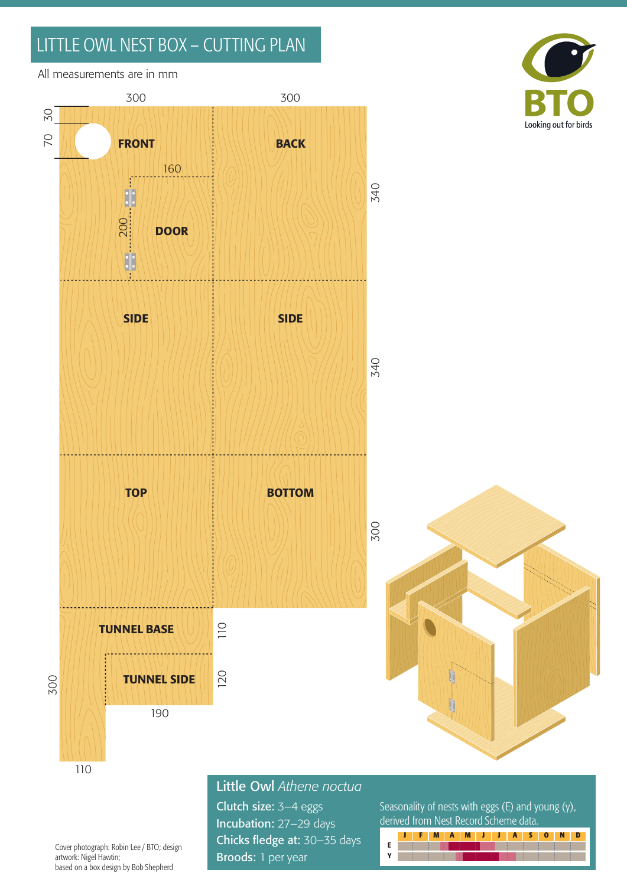# LITTLE OWL NEST BOX – CUTTING PLAN

All measurements are in mm

300

300

30

70

FRONT

BACK

160

DOOR

200

340

SIDE

SIDE

340

TOP

BOTTOM

300

TUNNEL BASE

110

TUNNEL SIDE

120

300

190

110

BTO

Looking out for birds

## Little Owl *Athene noctua*

**Clutch size:** 3–4 eggs

**Incubation:** 27–29 days

**Chicks fledge at:** 30–35 days

**Broods:** 1 per year

Seasonality of nests with eggs (E) and young (y), derived from Nest Record Scheme data.

J F M A M J J A S O N D

E

Y

Cover photograph: Robin Lee / BTO; design artwork: Nigel Hawtin; based on a box design by Bob Shepherd